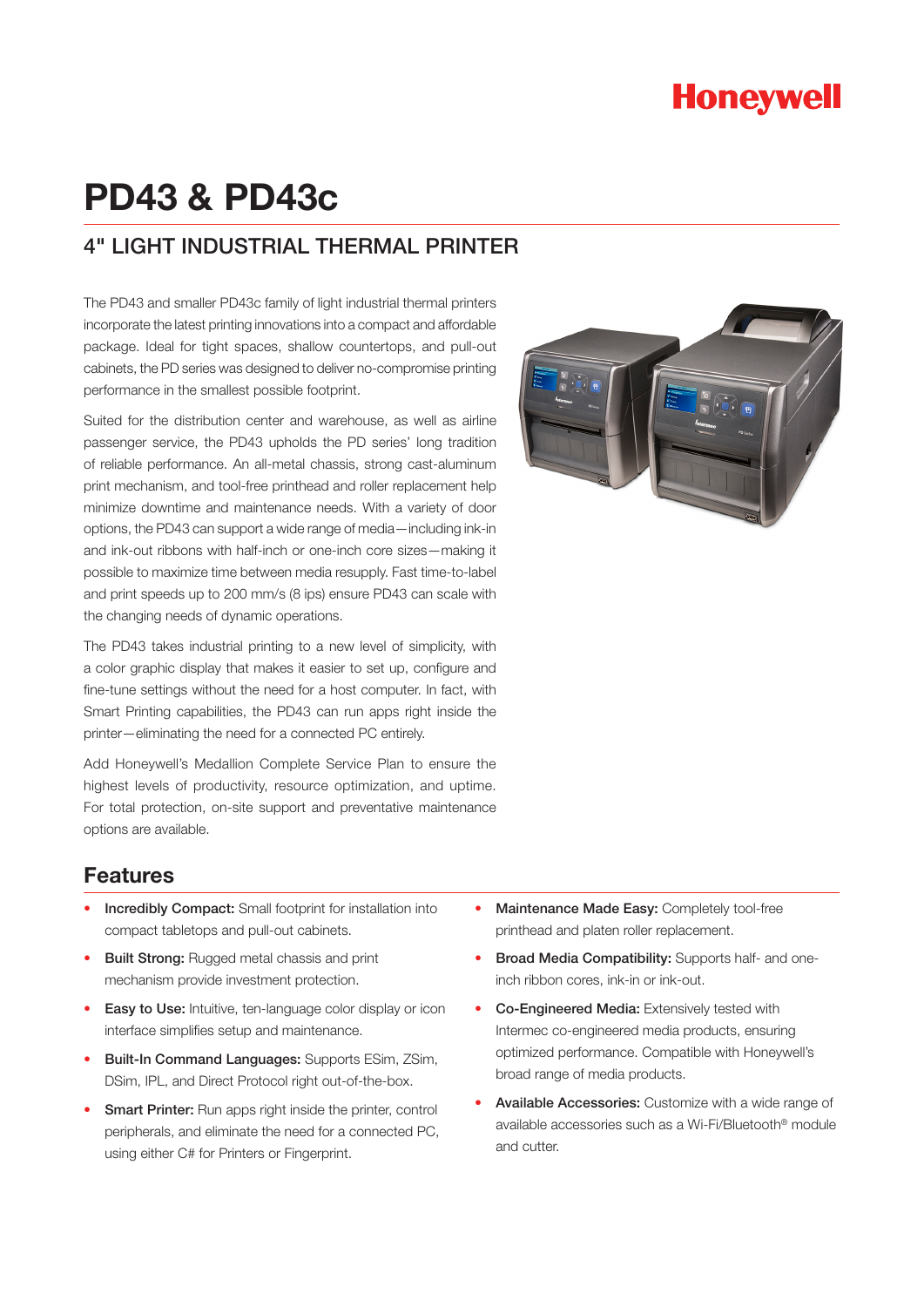Honeywell

# PD43 & PD43c

## 4" LIGHT INDUSTRIAL THERMAL PRINTER

The PD43 and smaller PD43c family of light industrial thermal printers incorporate the latest printing innovations into a compact and affordable package. Ideal for tight spaces, shallow countertops, and pull-out cabinets, the PD series was designed to deliver no-compromise printing performance in the smallest possible footprint.

Suited for the distribution center and warehouse, as well as airline passenger service, the PD43 upholds the PD series' long tradition of reliable performance. An all-metal chassis, strong cast-aluminum print mechanism, and tool-free printhead and roller replacement help minimize downtime and maintenance needs. With a variety of door options, the PD43 can support a wide range of media—including ink-in and ink-out ribbons with half-inch or one-inch core sizes—making it possible to maximize time between media resupply. Fast time-to-label and print speeds up to 200 mm/s (8 ips) ensure PD43 can scale with the changing needs of dynamic operations.

The PD43 takes industrial printing to a new level of simplicity, with a color graphic display that makes it easier to set up, configure and fine-tune settings without the need for a host computer. In fact, with Smart Printing capabilities, the PD43 can run apps right inside the printer—eliminating the need for a connected PC entirely.

Add Honeywell's Medallion Complete Service Plan to ensure the highest levels of productivity, resource optimization, and uptime. For total protection, on-site support and preventative maintenance options are available.

## Features

- **Incredibly Compact:** Small footprint for installation into compact tabletops and pull-out cabinets.
- **Built Strong:** Rugged metal chassis and print mechanism provide investment protection.
- **Easy to Use:** Intuitive, ten-language color display or icon interface simplifies setup and maintenance.
- **Built-In Command Languages:** Supports ESim, ZSim, DSim, IPL, and Direct Protocol right out-of-the-box.
- **Smart Printer:** Run apps right inside the printer, control peripherals, and eliminate the need for a connected PC, using either C# for Printers or Fingerprint.
- **Maintenance Made Easy:** Completely tool-free printhead and platen roller replacement.
- **Broad Media Compatibility:** Supports half- and one-inch ribbon cores, ink-in or ink-out.
- **Co-Engineered Media:** Extensively tested with Intermec co-engineered media products, ensuring optimized performance. Compatible with Honeywell's broad range of media products.
- **Available Accessories:** Customize with a wide range of available accessories such as a Wi-Fi/Bluetooth® module and cutter.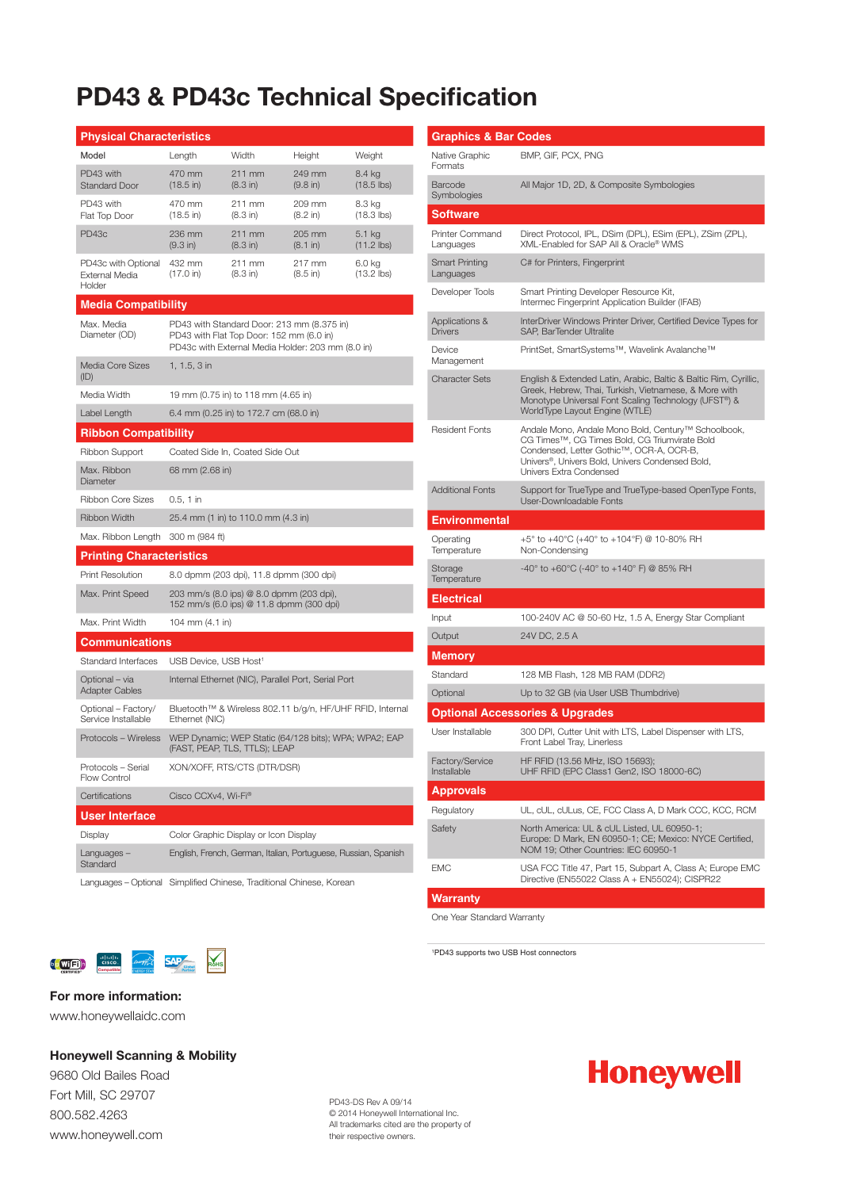# PD43 & PD43c Technical Specification

## Physical Characteristics

| Model | Length | Width | Height | Weight |
|---|---|---|---|---|
| PD43 with Standard Door | 470 mm (18.5 in) | 211 mm (8.3 in) | 249 mm (9.8 in) | 8.4 kg (18.5 lbs) |
| PD43 with Flat Top Door | 470 mm (18.5 in) | 211 mm (8.3 in) | 209 mm (8.2 in) | 8.3 kg (18.3 lbs) |
| PD43c | 236 mm (9.3 in) | 211 mm (8.3 in) | 205 mm (8.1 in) | 5.1 kg (11.2 lbs) |
| PD43c with Optional External Media Holder | 432 mm (17.0 in) | 211 mm (8.3 in) | 217 mm (8.5 in) | 6.0 kg (13.2 lbs) |

## Media Compatibility

| | |
|---|---|
| Max. Media Diameter (OD) | PD43 with Standard Door: 213 mm (8.375 in)<br>PD43 with Flat Top Door: 152 mm (6.0 in)<br>PD43c with External Media Holder: 203 mm (8.0 in) |
| Media Core Sizes (ID) | 1, 1.5, 3 in |
| Media Width | 19 mm (0.75 in) to 118 mm (4.65 in) |
| Label Length | 6.4 mm (0.25 in) to 172.7 cm (68.0 in) |

## Ribbon Compatibility

| | |
|---|---|
| Ribbon Support | Coated Side In, Coated Side Out |
| Max. Ribbon Diameter | 68 mm (2.68 in) |
| Ribbon Core Sizes | 0.5, 1 in |
| Ribbon Width | 25.4 mm (1 in) to 110.0 mm (4.3 in) |
| Max. Ribbon Length | 300 m (984 ft) |

## Printing Characteristics

| | |
|---|---|
| Print Resolution | 8.0 dpmm (203 dpi), 11.8 dpmm (300 dpi) |
| Max. Print Speed | 203 mm/s (8.0 ips) @ 8.0 dpmm (203 dpi),<br>152 mm/s (6.0 ips) @ 11.8 dpmm (300 dpi) |
| Max. Print Width | 104 mm (4.1 in) |

## Communications

| | |
|---|---|
| Standard Interfaces | USB Device, USB Host[1] |
| Optional – via Adapter Cables | Internal Ethernet (NIC), Parallel Port, Serial Port |
| Optional – Factory/ Service Installable | Bluetooth™ & Wireless 802.11 b/g/n, HF/UHF RFID, Internal Ethernet (NIC) |
| Protocols – Wireless | WEP Dynamic; WEP Static (64/128 bits); WPA; WPA2; EAP (FAST, PEAP, TLS, TTLS); LEAP |
| Protocols – Serial Flow Control | XON/XOFF, RTS/CTS (DTR/DSR) |
| Certifications | Cisco CCXv4, Wi-Fi® |

## User Interface

| | |
|---|---|
| Display | Color Graphic Display or Icon Display |
| Languages – Standard | English, French, German, Italian, Portuguese, Russian, Spanish |
| Languages – Optional | Simplified Chinese, Traditional Chinese, Korean |

## Graphics & Bar Codes

| | |
|---|---|
| Native Graphic Formats | BMP, GIF, PCX, PNG |
| Barcode Symbologies | All Major 1D, 2D, & Composite Symbologies |

## Software

| | |
|---|---|
| Printer Command Languages | Direct Protocol, IPL, DSim (DPL), ESim (EPL), ZSim (ZPL), XML-Enabled for SAP All & Oracle® WMS |
| Smart Printing Languages | C# for Printers, Fingerprint |
| Developer Tools | Smart Printing Developer Resource Kit, Intermec Fingerprint Application Builder (IFAB) |
| Applications & Drivers | InterDriver Windows Printer Driver, Certified Device Types for SAP, BarTender Ultralite |
| Device Management | PrintSet, SmartSystems™, Wavelink Avalanche™ |
| Character Sets | English & Extended Latin, Arabic, Baltic & Baltic Rim, Cyrillic, Greek, Hebrew, Thai, Turkish, Vietnamese, & More with Monotype Universal Font Scaling Technology (UFST®) & WorldType Layout Engine (WTLE) |
| Resident Fonts | Andale Mono, Andale Mono Bold, Century™ Schoolbook, CG Times™, CG Times Bold, CG Triumvirate Bold Condensed, Letter Gothic™, OCR-A, OCR-B, Univers®, Univers Bold, Univers Condensed Bold, Univers Extra Condensed |
| Additional Fonts | Support for TrueType and TrueType-based OpenType Fonts, User-Downloadable Fonts |

## Environmental

| | |
|---|---|
| Operating Temperature | +5° to +40°C (+40° to +104°F) @ 10-80% RH Non-Condensing |
| Storage Temperature | -40° to +60°C (-40° to +140° F) @ 85% RH |

## Electrical

| | |
|---|---|
| Input | 100-240V AC @ 50-60 Hz, 1.5 A, Energy Star Compliant |
| Output | 24V DC, 2.5 A |

## Memory

| | |
|---|---|
| Standard | 128 MB Flash, 128 MB RAM (DDR2) |
| Optional | Up to 32 GB (via User USB Thumbdrive) |

## Optional Accessories & Upgrades

| | |
|---|---|
| User Installable | 300 DPI, Cutter Unit with LTS, Label Dispenser with LTS, Front Label Tray, Linerless |
| Factory/Service Installable | HF RFID (13.56 MHz, ISO 15693);<br>UHF RFID (EPC Class1 Gen2, ISO 18000-6C) |

## Approvals

| | |
|---|---|
| Regulatory | UL, cUL, cULus, CE, FCC Class A, D Mark CCC, KCC, RCM |
| Safety | North America: UL & cUL Listed, UL 60950-1;<br>Europe: D Mark, EN 60950-1; CE; Mexico: NYCE Certified, NOM 19; Other Countries: IEC 60950-1 |
| EMC | USA FCC Title 47, Part 15, Subpart A, Class A; Europe EMC Directive (EN55022 Class A + EN55024); CISPR22 |

## Warranty

One Year Standard Warranty

[1]PD43 supports two USB Host connectors

**For more information:**
www.honeywellaidc.com

**Honeywell Scanning & Mobility**
9680 Old Bailes Road
Fort Mill, SC 29707
800.582.4263
www.honeywell.com

PD43-DS Rev A 09/14
© 2014 Honeywell International Inc.
All trademarks cited are the property of their respective owners.

Honeywell